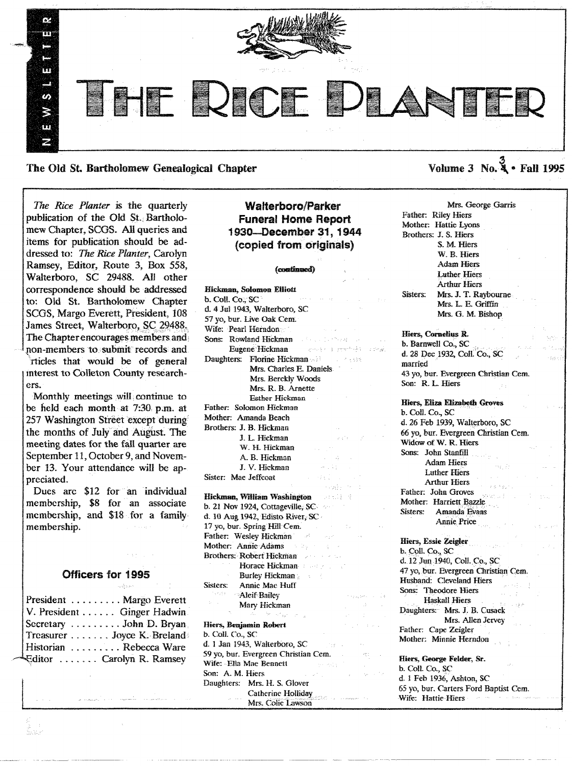# THE RICE PLANTER

NEWSLETTER

**The Old St. Bartholomew Genealogical Chapter** **Volume 3 No. 3 • Fall 1995**

*The Rice Planter* is the quarterly publication of the Old St. Bartholomew Chapter, SCGS. All queries and items for publication should be addressed to: *The Rice Planter*, Carolyn Ramsey, Editor, Route 3, Box 558, Walterboro, SC 29488. All other correspondence should be addressed to: Old St. Bartholomew Chapter SCGS, Margo Everett, President, 108 James Street, Walterboro, SC 29488. The Chapter encourages members and non-members to submit records and articles that would be of general interest to Colleton County researchers.

Monthly meetings will continue to be held each month at 7:30 p.m. at 257 Washington Street except during the months of July and August. The meeting dates for the fall quarter are September 11, October 9, and November 13. Your attendance will be appreciated.

Dues are $12 for an individual membership, $8 for an associate membership, and $18 for a family membership.

## Officers for 1995

President ......... Margo Everett
V. President ...... Ginger Hadwin
Secretary ......... John D. Bryan
Treasurer ....... Joyce K. Breland
Historian ......... Rebecca Ware
Editor ....... Carolyn R. Ramsey

## Walterboro/Parker Funeral Home Report 1930—December 31, 1944 (copied from originals)

**(continued)**

**Hickman, Solomon Elliott**
b. Coll. Co., SC
d. 4 Jul 1943, Walterboro, SC
57 yo, bur. Live Oak Cem.
Wife: Pearl Herndon
Sons: Rowland Hickman
Eugene Hickman
Daughters: Florine Hickman
Mrs. Charles E. Daniels
Mrs. Berckly Woods
Mrs. R. B. Arnette
Esther Hickman
Father: Solomon Hickman
Mother: Amanda Beach
Brothers: J. B. Hickman
J. L. Hickman
W. H. Hickman
A. B. Hickman
J. V. Hickman
Sister: Mae Jeffcoat

**Hickman, William Washington**
b. 21 Nov 1924, Cottageville, SC
d. 10 Aug 1942, Edisto River, SC
17 yo, bur. Spring Hill Cem.
Father: Wesley Hickman
Mother: Annie Adams
Brothers: Robert Hickman
Horace Hickman
Burley Hickman
Sisters: Annie Mae Huff
Aleif Bailey
Mary Hickman

**Hiers, Benjamin Robert**
b. Coll. Co., SC
d. 1 Jan 1943, Walterboro, SC
59 yo, bur. Evergreen Christian Cem.
Wife: Ella Mae Bennett
Son: A. M. Hiers
Daughters: Mrs. H. S. Glover
Catherine Holliday
Mrs. Colie Lawson
Mrs. George Garris
Father: Riley Hiers
Mother: Hattie Lyons
Brothers: J. S. Hiers
S. M. Hiers
W. B. Hiers
Adam Hiers
Luther Hiers
Arthur Hiers
Sisters: Mrs. J. T. Raybourne
Mrs. L. E. Griffin
Mrs. G. M. Bishop

**Hiers, Cornelius R.**
b. Barnwell Co., SC
d. 28 Dec 1932, Coll. Co., SC
married
43 yo, bur. Evergreen Christian Cem.
Son: R. L. Hiers

**Hiers, Eliza Elizabeth Groves**
b. Coll. Co., SC
d. 26 Feb 1939, Walterboro, SC
66 yo, bur. Evergreen Christian Cem.
Widow of W. R. Hiers
Sons: John Stanfill
Adam Hiers
Luther Hiers
Arthur Hiers
Father: John Groves
Mother: Harriett Bazzle
Sisters: Amanda Evans
Annie Price

**Hiers, Essie Zeigler**
b. Coll. Co., SC
d. 12 Jun 1940, Coll. Co., SC
47 yo, bur. Evergreen Christian Cem.
Husband: Cleveland Hiers
Sons: Theodore Hiers
Haskall Hiers
Daughters: Mrs. J. B. Cusack
Mrs. Allen Jervey
Father: Cape Zeigler
Mother: Minnie Herndon

**Hiers, George Felder, Sr.**
b. Coll. Co., SC
d. 1 Feb 1936, Ashton, SC
65 yo, bur. Carters Ford Baptist Cem.
Wife: Hattie Hiers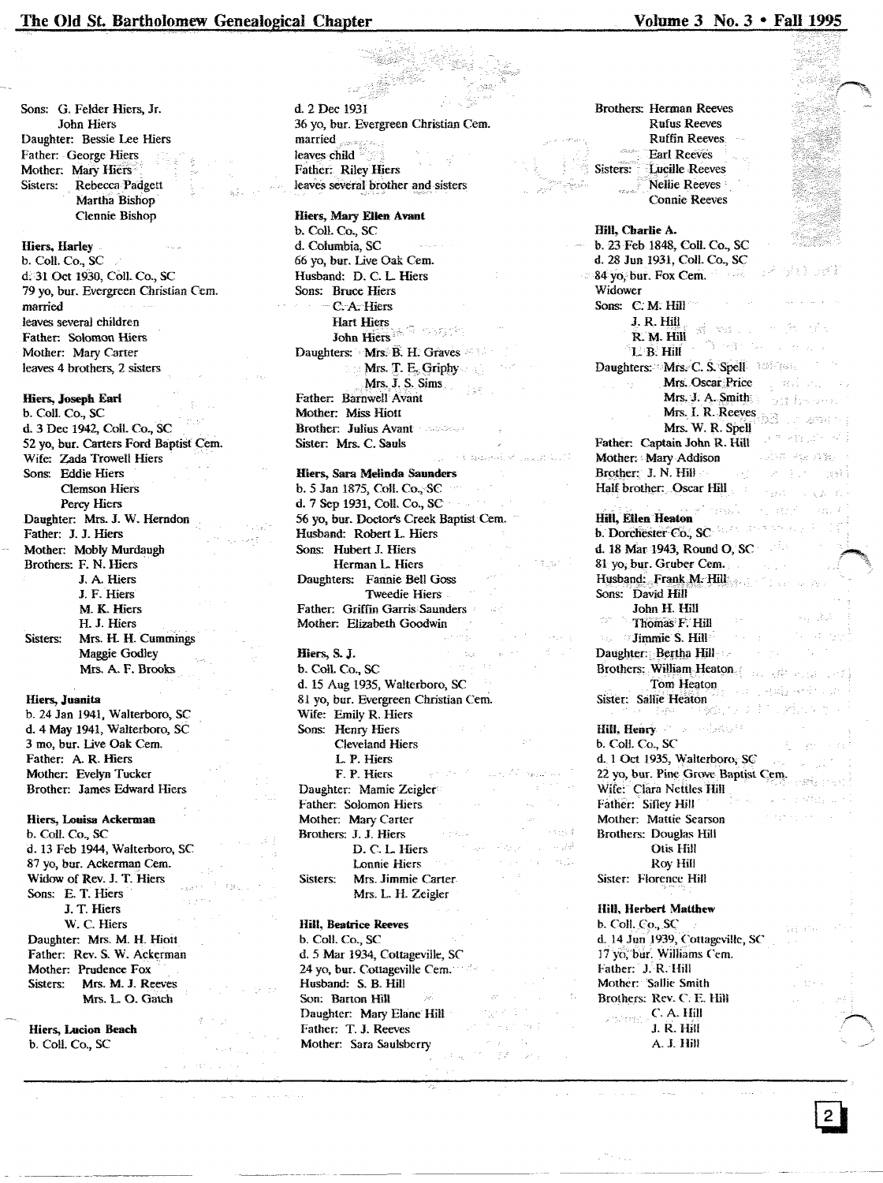Sons: G. Felder Hiers, Jr.
John Hiers
Daughter: Bessie Lee Hiers
Father: George Hiers
Mother: Mary Hiers
Sisters: Rebecca Padgett
Martha Bishop
Clennie Bishop

**Hiers, Harley**
b. Coll. Co., SC
d. 31 Oct 1930, Coll. Co., SC
79 yo, bur. Evergreen Christian Cem.
married
leaves several children
Father: Solomon Hiers
Mother: Mary Carter
leaves 4 brothers, 2 sisters

**Hiers, Joseph Earl**
b. Coll. Co., SC
d. 3 Dec 1942, Coll. Co., SC
52 yo, bur. Carters Ford Baptist Cem.
Wife: Zada Trowell Hiers
Sons: Eddie Hiers
Clemson Hiers
Percy Hiers
Daughter: Mrs. J. W. Herndon
Father: J. J. Hiers
Mother: Mobly Murdaugh
Brothers: F. N. Hiers
J. A. Hiers
J. F. Hiers
M. K. Hiers
H. J. Hiers
Sisters: Mrs. H. H. Cummings
Maggie Godley
Mrs. A. F. Brooks

**Hiers, Juanita**
b. 24 Jan 1941, Walterboro, SC
d. 4 May 1941, Walterboro, SC
3 mo, bur. Live Oak Cem.
Father: A. R. Hiers
Mother: Evelyn Tucker
Brother: James Edward Hiers

**Hiers, Louisa Ackerman**
b. Coll. Co., SC
d. 13 Feb 1944, Walterboro, SC
87 yo, bur. Ackerman Cem.
Widow of Rev. J. T. Hiers
Sons: E. T. Hiers
J. T. Hiers
W. C. Hiers
Daughter: Mrs. M. H. Hiott
Father: Rev. S. W. Ackerman
Mother: Prudence Fox
Sisters: Mrs. M. J. Reeves
Mrs. L. O. Gatch

**Hiers, Lucion Beach**
b. Coll. Co., SC
d. 2 Dec 1931
36 yo, bur. Evergreen Christian Cem.
married
leaves child
Father: Riley Hiers
leaves several brother and sisters

**Hiers, Mary Ellen Avant**
b. Coll. Co., SC
d. Columbia, SC
66 yo, bur. Live Oak Cem.
Husband: D. C. L. Hiers
Sons: Bruce Hiers
C. A. Hiers
Hart Hiers
John Hiers
Daughters: Mrs. B. H. Graves
Mrs. T. E. Griphy
Mrs. J. S. Sims
Father: Barnwell Avant
Mother: Miss Hiott
Brother: Julius Avant
Sister: Mrs. C. Sauls

**Hiers, Sara Melinda Saunders**
b. 5 Jan 1875, Coll. Co., SC
d. 7 Sep 1931, Coll. Co., SC
56 yo, bur. Doctor's Creek Baptist Cem.
Husband: Robert L. Hiers
Sons: Hubert J. Hiers
Herman L. Hiers
Daughters: Fannie Bell Goss
Tweedie Hiers
Father: Griffin Garris Saunders
Mother: Elizabeth Goodwin

**Hiers, S. J.**
b. Coll. Co., SC
d. 15 Aug 1935, Walterboro, SC
81 yo, bur. Evergreen Christian Cem.
Wife: Emily R. Hiers
Sons: Henry Hiers
Cleveland Hiers
L. P. Hiers
F. P. Hiers
Daughter: Mamie Zeigler
Father: Solomon Hiers
Mother: Mary Carter
Brothers: J. J. Hiers
D. C. L. Hiers
Lonnie Hiers
Sisters: Mrs. Jimmie Carter
Mrs. L. H. Zeigler

**Hill, Beatrice Reeves**
b. Coll. Co., SC
d. 5 Mar 1934, Cottageville, SC
24 yo, bur. Cottageville Cem.
Husband: S. B. Hill
Son: Barton Hill
Daughter: Mary Elane Hill
Father: T. J. Reeves
Mother: Sara Saulsberry
Brothers: Herman Reeves
Rufus Reeves
Ruffin Reeves
Earl Reeves
Sisters: Lucille Reeves
Nellie Reeves
Connie Reeves

**Hill, Charlie A.**
b. 23 Feb 1848, Coll. Co., SC
d. 28 Jun 1931, Coll. Co., SC
84 yo, bur. Fox Cem.
Widower
Sons: C. M. Hill
J. R. Hill
R. M. Hill
L. B. Hill
Daughters: Mrs. C. S. Spell
Mrs. Oscar Price
Mrs. J. A. Smith
Mrs. I. R. Reeves
Mrs. W. R. Spell
Father: Captain John R. Hill
Mother: Mary Addison
Brother: J. N. Hill
Half brother: Oscar Hill

**Hill, Ellen Heaton**
b. Dorchester Co., SC
d. 18 Mar 1943, Round O, SC
81 yo, bur. Gruber Cem.
Husband: Frank M. Hill
Sons: David Hill
John H. Hill
Thomas F. Hill
Jimmie S. Hill
Daughter: Bertha Hill
Brothers: William Heaton
Tom Heaton
Sister: Sallie Heaton

**Hill, Henry**
b. Coll. Co., SC
d. 1 Oct 1935, Walterboro, SC
22 yo, bur. Pine Grove Baptist Cem.
Wife: Clara Nettles Hill
Father: Sifley Hill
Mother: Mattie Searson
Brothers: Douglas Hill
Otis Hill
Roy Hill
Sister: Florence Hill

**Hill, Herbert Matthew**
b. Coll. Co., SC
d. 14 Jun 1939, Cottageville, SC
17 yo, bur. Williams Cem.
Father: J. R. Hill
Mother: Sallie Smith
Brothers: Rev. C. E. Hill
C. A. Hill
J. R. Hill
A. J. Hill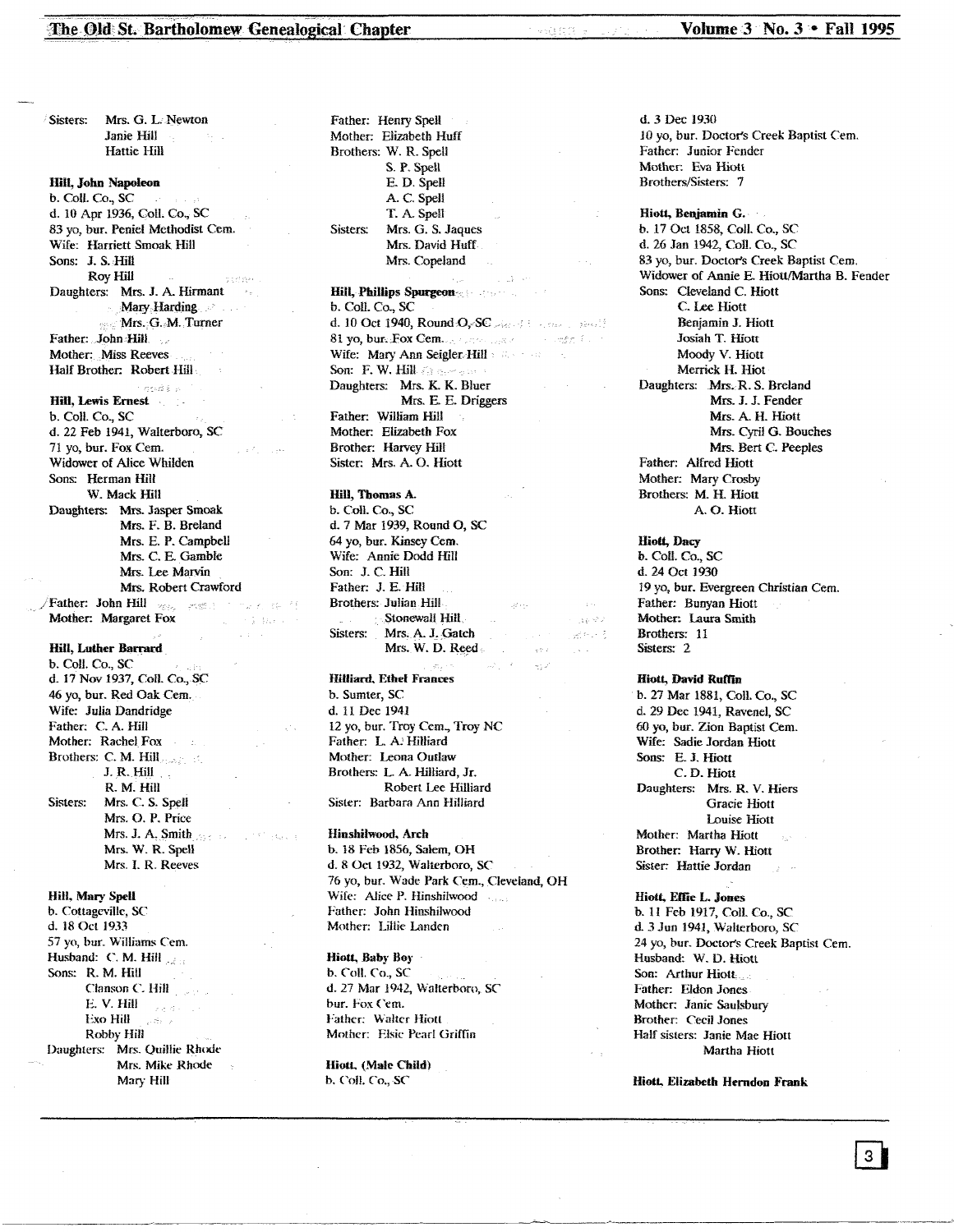Sisters: Mrs. G. L. Newton
Janie Hill
Hattie Hill

**Hill, John Napoleon**
b. Coll. Co., SC
d. 10 Apr 1936, Coll. Co., SC
83 yo, bur. Peniel Methodist Cem.
Wife: Harriett Smoak Hill
Sons: J. S. Hill
Roy Hill
Daughters: Mrs. J. A. Hirmant
Mary Harding
Mrs. G. M. Turner
Father: John Hill
Mother: Miss Reeves
Half Brother: Robert Hill

**Hill, Lewis Ernest**
b. Coll. Co., SC
d. 22 Feb 1941, Walterboro, SC
71 yo, bur. Fox Cem.
Widower of Alice Whilden
Sons: Herman Hill
W. Mack Hill
Daughters: Mrs. Jasper Smoak
Mrs. F. B. Breland
Mrs. E. P. Campbell
Mrs. C. E. Gamble
Mrs. Lee Marvin
Mrs. Robert Crawford
Father: John Hill
Mother: Margaret Fox

**Hill, Luther Barrard**
b. Coll. Co., SC
d. 17 Nov 1937, Coll. Co., SC
46 yo, bur. Red Oak Cem.
Wife: Julia Dandridge
Father: C. A. Hill
Mother: Rachel Fox
Brothers: C. M. Hill
J. R. Hill
R. M. Hill
Sisters: Mrs. C. S. Spell
Mrs. O. P. Price
Mrs. J. A. Smith
Mrs. W. R. Spell
Mrs. I. R. Reeves

**Hill, Mary Spell**
b. Cottageville, SC
d. 18 Oct 1933
57 yo, bur. Williams Cem.
Husband: C. M. Hill
Sons: R. M. Hill
Clanson C. Hill
E. V. Hill
Exo Hill
Robby Hill
Daughters: Mrs. Quillie Rhode
Mrs. Mike Rhode
Mary Hill
Father: Henry Spell
Mother: Elizabeth Huff
Brothers: W. R. Spell
S. P. Spell
E. D. Spell
A. C. Spell
T. A. Spell
Sisters: Mrs. G. S. Jaques
Mrs. David Huff
Mrs. Copeland

**Hill, Phillips Spurgeon**
b. Coll. Co., SC
d. 10 Oct 1940, Round O, SC
81 yo, bur. Fox Cem.
Wife: Mary Ann Seigler Hill
Son: F. W. Hill
Daughters: Mrs. K. K. Bluer
Mrs. E. E. Driggers
Father: William Hill
Mother: Elizabeth Fox
Brother: Harvey Hill
Sister: Mrs. A. O. Hiott

**Hill, Thomas A.**
b. Coll. Co., SC
d. 7 Mar 1939, Round O, SC
64 yo, bur. Kinsey Cem.
Wife: Annie Dodd Hill
Son: J. C. Hill
Father: J. E. Hill
Brothers: Julian Hill
Stonewall Hill
Sisters: Mrs. A. J. Gatch
Mrs. W. D. Reed

**Hilliard, Ethel Frances**
b. Sumter, SC
d. 11 Dec 1941
12 yo, bur. Troy Cem., Troy NC
Father: L. A. Hilliard
Mother: Leona Outlaw
Brothers: L. A. Hilliard, Jr.
Robert Lee Hilliard
Sister: Barbara Ann Hilliard

**Hinshilwood, Arch**
b. 18 Feb 1856, Salem, OH
d. 8 Oct 1932, Walterboro, SC
76 yo, bur. Wade Park Cem., Cleveland, OH
Wife: Alice P. Hinshilwood
Father: John Hinshilwood
Mother: Lillie Landen

**Hiott, Baby Boy**
b. Coll. Co., SC
d. 27 Mar 1942, Walterboro, SC
bur. Fox Cem.
Father: Walter Hiott
Mother: Elsie Pearl Griffin

**Hiott, (Male Child)**
b. Coll. Co., SC
d. 3 Dec 1930
10 yo, bur. Doctor's Creek Baptist Cem.
Father: Junior Fender
Mother: Eva Hiott
Brothers/Sisters: 7

**Hiott, Benjamin G.**
b. 17 Oct 1858, Coll. Co., SC
d. 26 Jan 1942, Coll. Co., SC
83 yo, bur. Doctor's Creek Baptist Cem.
Widower of Annie E. Hiott/Martha B. Fender
Sons: Cleveland C. Hiott
C. Lee Hiott
Benjamin J. Hiott
Josiah T. Hiott
Moody V. Hiott
Merrick H. Hiot
Daughters: Mrs. R. S. Breland
Mrs. J. J. Fender
Mrs. A. H. Hiott
Mrs. Cyril G. Bouches
Mrs. Bert C. Peeples
Father: Alfred Hiott
Mother: Mary Crosby
Brothers: M. H. Hiott
A. O. Hiott

**Hiott, Dacy**
b. Coll. Co., SC
d. 24 Oct 1930
19 yo, bur. Evergreen Christian Cem.
Father: Bunyan Hiott
Mother: Laura Smith
Brothers: 11
Sisters: 2

**Hiott, David Ruffin**
b. 27 Mar 1881, Coll. Co., SC
d. 29 Dec 1941, Ravenel, SC
60 yo, bur. Zion Baptist Cem.
Wife: Sadie Jordan Hiott
Sons: E. J. Hiott
C. D. Hiott
Daughters: Mrs. R. V. Hiers
Gracie Hiott
Louise Hiott
Mother: Martha Hiott
Brother: Harry W. Hiott
Sister: Hattie Jordan

**Hiott, Effie L. Jones**
b. 11 Feb 1917, Coll. Co., SC
d. 3 Jun 1941, Walterboro, SC
24 yo, bur. Doctor's Creek Baptist Cem.
Husband: W. D. Hiott
Son: Arthur Hiott
Father: Eldon Jones
Mother: Janie Saulsbury
Brother: Cecil Jones
Half sisters: Janie Mae Hiott
Martha Hiott

**Hiott, Elizabeth Herndon Frank**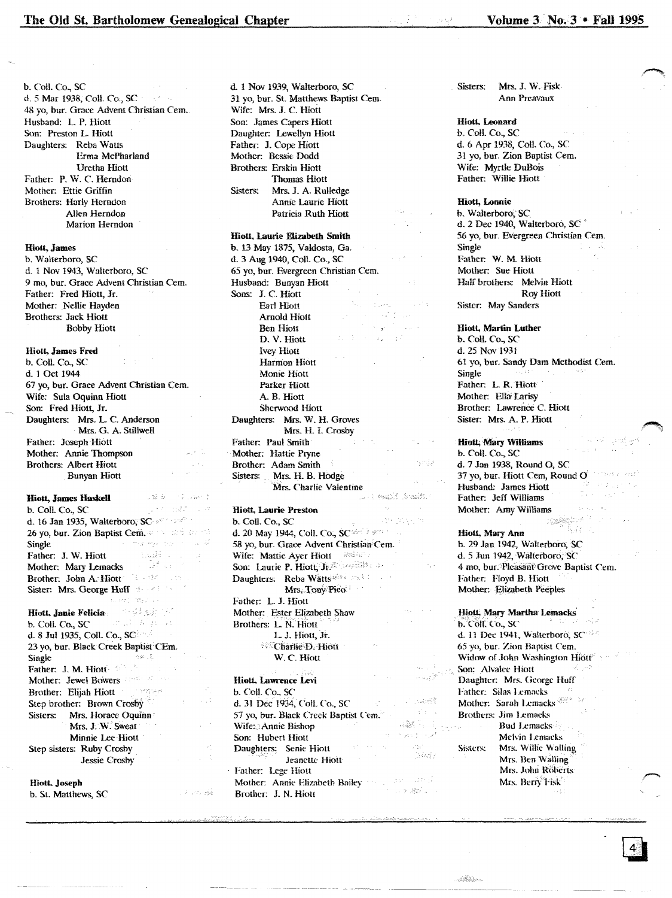b. Coll. Co., SC
d. 5 Mar 1938, Coll. Co., SC
48 yo, bur. Grace Advent Christian Cem.
Husband: L. P. Hiott
Son: Preston L. Hiott
Daughters: Reba Watts
Erma McPharland
Uretha Hiott
Father: P. W. C. Herndon
Mother: Ettie Griffin
Brothers: Harly Herndon
Allen Herndon
Marion Herndon

**Hiott, James**
b. Walterboro, SC
d. 1 Nov 1943, Walterboro, SC
9 mo, bur. Grace Advent Christian Cem.
Father: Fred Hiott, Jr.
Mother: Nellie Hayden
Brothers: Jack Hiott
Bobby Hiott

**Hiott, James Fred**
b. Coll. Co., SC
d. 1 Oct 1944
67 yo, bur. Grace Advent Christian Cem.
Wife: Sula Oquinn Hiott
Son: Fred Hiott, Jr.
Daughters: Mrs. L. C. Anderson
Mrs. G. A. Stillwell
Father: Joseph Hiott
Mother: Annie Thompson
Brothers: Albert Hiott
Bunyan Hiott

**Hiott, James Haskell**
b. Coll. Co., SC
d. 16 Jan 1935, Walterboro, SC
26 yo, bur. Zion Baptist Cem.
Single
Father: J. W. Hiott
Mother: Mary Lemacks
Brother: John A. Hiott
Sister: Mrs. George Huff

**Hiott, Janie Felicia**
b. Coll. Co., SC
d. 8 Jul 1935, Coll. Co., SC
23 yo, bur. Black Creek Baptist CEm.
Single
Father: J. M. Hiott
Mother: Jewel Bowers
Brother: Elijah Hiott
Step brother: Brown Crosby
Sisters: Mrs. Horace Oquinn
Mrs. J. W. Sweat
Minnie Lee Hiott
Step sisters: Ruby Crosby
Jessie Crosby

**Hiott, Joseph**
b. St. Matthews, SC
d. 1 Nov 1939, Walterboro, SC
31 yo, bur. St. Matthews Baptist Cem.
Wife: Mrs. J. C. Hiott
Son: James Capers Hiott
Daughter: Lewellyn Hiott
Father: J. Cope Hiott
Mother: Bessie Dodd
Brothers: Erskin Hiott
Thomas Hiott
Sisters: Mrs. J. A. Rulledge
Annie Laurie Hiott
Patricia Ruth Hiott

**Hiott, Laurie Elizabeth Smith**
b. 13 May 1875, Valdosta, Ga.
d. 3 Aug 1940, Coll. Co., SC
65 yo, bur. Evergreen Christian Cem.
Husband: Bunyan Hiott
Sons: J. C. Hiott
Earl Hiott
Arnold Hiott
Ben Hiott
D. V. Hiott
Ivey Hiott
Harmon Hiott
Monie Hiott
Parker Hiott
A. B. Hiott
Sherwood Hiott
Daughters: Mrs. W. H. Groves
Mrs. H. I. Crosby
Father: Paul Smith
Mother: Hattie Pryne
Brother: Adam Smith
Sisters: Mrs. H. B. Hodge
Mrs. Charlie Valentine

**Hiott, Laurie Preston**
b. Coll. Co., SC
d. 20 May 1944, Coll. Co., SC
58 yo, bur. Grace Advent Christian Cem.
Wife: Mattie Ayer Hiott
Son: Laurie P. Hiott, Jr.
Daughters: Reba Watts
Mrs. Tony Pico
Father: L. J. Hiott
Mother: Ester Elizabeth Shaw
Brothers: L. N. Hiott
L. J. Hiott, Jr.
Charlie D. Hiott
W. C. Hiott

**Hiott, Lawrence Levi**
b. Coll. Co., SC
d. 31 Dec 1934, Coll. Co., SC
57 yo, bur. Black Creek Baptist Cem.
Wife: Annie Bishop
Son: Hubert Hiott
Daughters: Senie Hiott
Jeanette Hiott
Father: Lege Hiott
Mother: Annie Elizabeth Bailey
Brother: J. N. Hiott
Sisters: Mrs. J. W. Fisk
Ann Preavaux

**Hiott, Leonard**
b. Coll. Co., SC
d. 6 Apr 1938, Coll. Co., SC
31 yo, bur. Zion Baptist Cem.
Wife: Myrtle DuBois
Father: Willie Hiott

**Hiott, Lonnie**
b. Walterboro, SC
d. 2 Dec 1940, Walterboro, SC
56 yo, bur. Evergreen Christian Cem.
Single
Father: W. M. Hiott
Mother: Sue Hiott
Half brothers: Melvin Hiott
Roy Hiott
Sister: May Sanders

**Hiott, Martin Luther**
b. Coll. Co., SC
d. 25 Nov 1931
61 yo, bur. Sandy Dam Methodist Cem.
Single
Father: L. R. Hiott
Mother: Ella Larisy
Brother: Lawrence C. Hiott
Sister: Mrs. A. P. Hiott

**Hiott, Mary Williams**
b. Coll. Co., SC
d. 7 Jan 1938, Round O, SC
37 yo, bur. Hiott Cem, Round O
Husband: James Hiott
Father: Jeff Williams
Mother: Amy Williams

**Hiott, Mary Ann**
b. 29 Jan 1942, Walterboro, SC
d. 5 Jun 1942, Walterboro, SC
4 mo, bur. Pleasant Grove Baptist Cem.
Father: Floyd B. Hiott
Mother: Elizabeth Peeples

**Hiott, Mary Martha Lemacks**
b. Coll. Co., SC
d. 11 Dec 1941, Walterboro, SC
65 yo, bur. Zion Baptist Cem.
Widow of John Washington Hiott
Son: Alvalee Hiott
Daughter: Mrs. George Huff
Father: Silas Lemacks
Mother: Sarah Lemacks
Brothers: Jim Lemacks
Bud Lemacks
Melvin Lemacks
Sisters: Mrs. Willie Walling
Mrs. Ben Walling
Mrs. John Roberts
Mrs. Berry Fisk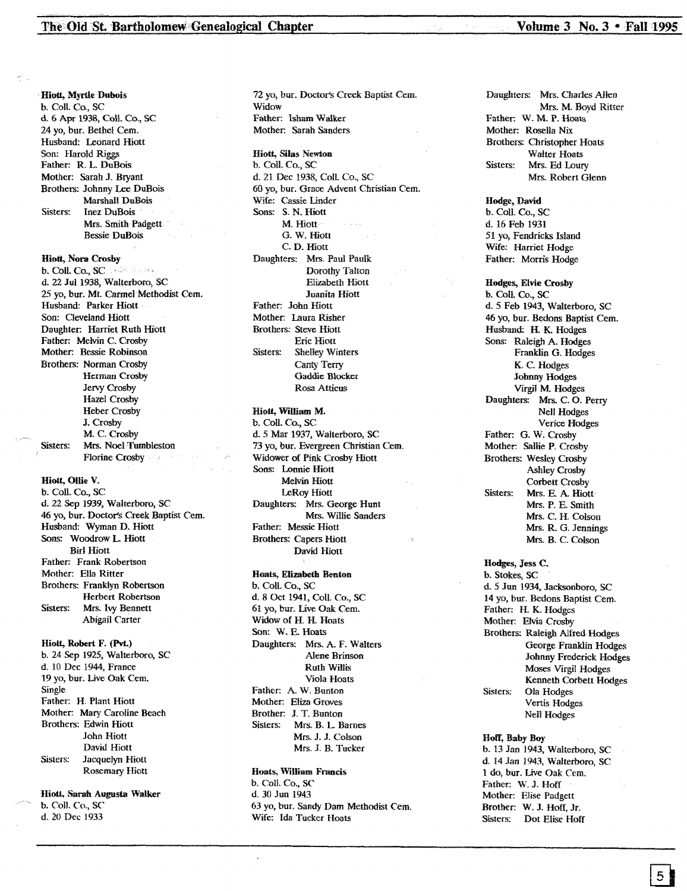**Hiott, Myrtle Dubois**
b. Coll. Co., SC
d. 6 Apr 1938, Coll. Co., SC
24 yo, bur. Bethel Cem.
Husband: Leonard Hiott
Son: Harold Riggs
Father: R. L. DuBois
Mother: Sarah J. Bryant
Brothers: Johnny Lee DuBois
Marshall DuBois
Sisters: Inez DuBois
Mrs. Smith Padgett
Bessie DuBois

**Hiott, Nora Crosby**
b. Coll. Co., SC
d. 22 Jul 1938, Walterboro, SC
25 yo, bur. Mt. Carmel Methodist Cem.
Husband: Parker Hiott
Son: Cleveland Hiott
Daughter: Harriet Ruth Hiott
Father: Melvin C. Crosby
Mother: Bessie Robinson
Brothers: Norman Crosby
Herman Crosby
Jervy Crosby
Hazel Crosby
Heber Crosby
J. Crosby
M. C. Crosby
Sisters: Mrs. Noel Tumbleston
Florine Crosby

**Hiott, Ollie V.**
b. Coll. Co., SC
d. 22 Sep 1939, Walterboro, SC
46 yo, bur. Doctor's Creek Baptist Cem.
Husband: Wyman D. Hiott
Sons: Woodrow L. Hiott
Birl Hiott
Father: Frank Robertson
Mother: Ella Ritter
Brothers: Franklyn Robertson
Herbert Robertson
Sisters: Mrs. Ivy Bennett
Abigail Carter

**Hiott, Robert F. (Pvt.)**
b. 24 Sep 1925, Walterboro, SC
d. 10 Dec 1944, France
19 yo, bur. Live Oak Cem.
Single
Father: H. Plant Hiott
Mother: Mary Caroline Beach
Brothers: Edwin Hiott
John Hiott
David Hiott
Sisters: Jacquelyn Hiott
Rosemary Hiott

**Hiott, Sarah Augusta Walker**
b. Coll. Co., SC
d. 20 Dec 1933
72 yo, bur. Doctor's Creek Baptist Cem.
Widow
Father: Isham Walker
Mother: Sarah Sanders

**Hiott, Silas Newton**
b. Coll. Co., SC
d. 21 Dec 1938, Coll. Co., SC
60 yo, bur. Grace Advent Christian Cem.
Wife: Cassie Linder
Sons: S. N. Hiott
M. Hiott
G. W. Hiott
C. D. Hiott
Daughters: Mrs. Paul Paulk
Dorothy Talton
Elizabeth Hiott
Juanita Hiott
Father: John Hiott
Mother: Laura Risher
Brothers: Steve Hiott
Eric Hiott
Sisters: Shelley Winters
Canty Terry
Gaddie Blocker
Rosa Atticus

**Hiott, William M.**
b. Coll. Co., SC
d. 5 Mar 1937, Walterboro, SC
73 yo, bur. Evergreen Christian Cem.
Widower of Pink Crosby Hiott
Sons: Lonnie Hiott
Melvin Hiott
LeRoy Hiott
Daughters: Mrs. George Hunt
Mrs. Willie Sanders
Father: Messie Hiott
Brothers: Capers Hiott
David Hiott

**Hoats, Elizabeth Benton**
b. Coll. Co., SC
d. 8 Oct 1941, Coll. Co., SC
61 yo, bur. Live Oak Cem.
Widow of H. H. Hoats
Son: W. E. Hoats
Daughters: Mrs. A. F. Walters
Alene Brinson
Ruth Willis
Viola Hoats
Father: A. W. Bunton
Mother: Eliza Groves
Brother: J. T. Bunton
Sisters: Mrs. B. L. Barnes
Mrs. J. J. Colson
Mrs. J. B. Tucker

**Hoats, William Francis**
b. Coll. Co., SC
d. 30 Jun 1943
63 yo, bur. Sandy Dam Methodist Cem.
Wife: Ida Tucker Hoats
Daughters: Mrs. Charles Allen
Mrs. M. Boyd Ritter
Father: W. M. P. Hoats
Mother: Rosella Nix
Brothers: Christopher Hoats
Walter Hoats
Sisters: Mrs. Ed Loury
Mrs. Robert Glenn

**Hodge, David**
b. Coll. Co., SC
d. 16 Feb 1931
51 yo, Fendricks Island
Wife: Harriet Hodge
Father: Morris Hodge

**Hodges, Elvie Crosby**
b. Coll. Co., SC
d. 5 Feb 1943, Walterboro, SC
46 yo, bur. Bedons Baptist Cem.
Husband: H. K. Hodges
Sons: Raleigh A. Hodges
Franklin G. Hodges
K. C. Hodges
Johnny Hodges
Virgil M. Hodges
Daughters: Mrs. C. O. Perry
Nell Hodges
Verice Hodges
Father: G. W. Crosby
Mother: Sallie P. Crosby
Brothers: Wesley Crosby
Ashley Crosby
Corbett Crosby
Sisters: Mrs. E. A. Hiott
Mrs. P. E. Smith
Mrs. C. H. Colson
Mrs. R. G. Jennings
Mrs. B. C. Colson

**Hodges, Jess C.**
b. Stokes, SC
d. 5 Jun 1934, Jacksonboro, SC
14 yo, bur. Bedons Baptist Cem.
Father: H. K. Hodges
Mother: Elvia Crosby
Brothers: Raleigh Alfred Hodges
George Franklin Hodges
Johnny Frederick Hodges
Moses Virgil Hodges
Kenneth Corbett Hodges
Sisters: Ola Hodges
Vertis Hodges
Nell Hodges

**Hoff, Baby Boy**
b. 13 Jan 1943, Walterboro, SC
d. 14 Jan 1943, Walterboro, SC
1 do, bur. Live Oak Cem.
Father: W. J. Hoff
Mother: Elise Padgett
Brother: W. J. Hoff, Jr.
Sisters: Dot Elise Hoff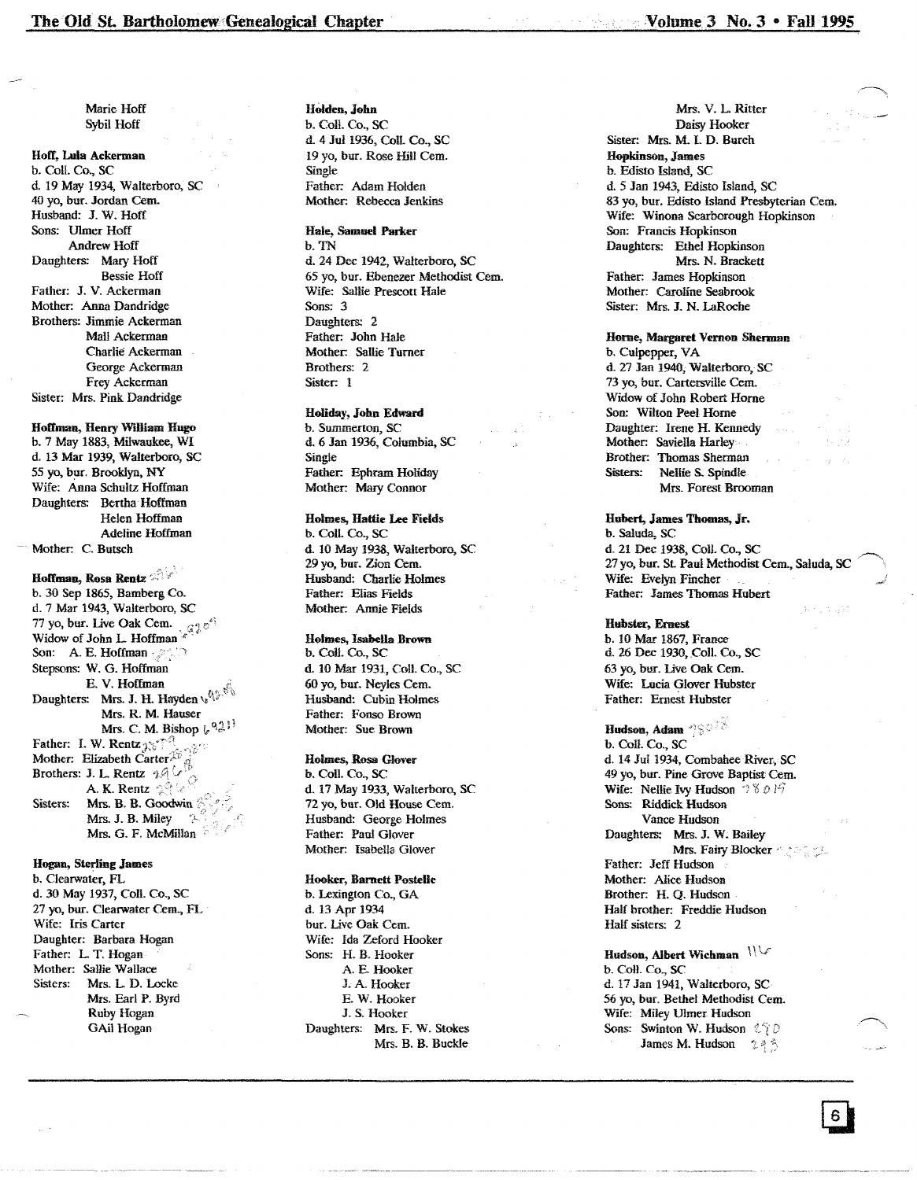Marie Hoff
Sybil Hoff

**Hoff, Lula Ackerman**
b. Coll. Co., SC
d. 19 May 1934, Walterboro, SC
40 yo, bur. Jordan Cem.
Husband: J. W. Hoff
Sons: Ulmer Hoff
Andrew Hoff
Daughters: Mary Hoff
Bessie Hoff
Father: J. V. Ackerman
Mother: Anna Dandridge
Brothers: Jimmie Ackerman
Mall Ackerman
Charlie Ackerman
George Ackerman
Frey Ackerman
Sister: Mrs. Pink Dandridge

**Hoffman, Henry William Hugo**
b. 7 May 1883, Milwaukee, WI
d. 13 Mar 1939, Walterboro, SC
55 yo, bur. Brooklyn, NY
Wife: Anna Schultz Hoffman
Daughters: Bertha Hoffman
Helen Hoffman
Adeline Hoffman
Mother: C. Butsch

**Hoffman, Rosa Rentz**
b. 30 Sep 1865, Bamberg Co.
d. 7 Mar 1943, Walterboro, SC
77 yo, bur. Live Oak Cem.
Widow of John L. Hoffman
Son: A. E. Hoffman
Stepsons: W. G. Hoffman
E. V. Hoffman
Daughters: Mrs. J. H. Hayden
Mrs. R. M. Hauser
Mrs. C. M. Bishop
Father: I. W. Rentz
Mother: Elizabeth Carter
Brothers: J. L. Rentz
A. K. Rentz
Sisters: Mrs. B. B. Goodwin
Mrs. J. B. Miley
Mrs. G. F. McMillan

**Hogan, Sterling James**
b. Clearwater, FL
d. 30 May 1937, Coll. Co., SC
27 yo, bur. Clearwater Cem., FL
Wife: Iris Carter
Daughter: Barbara Hogan
Father: L. T. Hogan
Mother: Sallie Wallace
Sisters: Mrs. L. D. Locke
Mrs. Earl P. Byrd
Ruby Hogan
GAil Hogan

**Holden, John**
b. Coll. Co., SC
d. 4 Jul 1936, Coll. Co., SC
19 yo, bur. Rose Hill Cem.
Single
Father: Adam Holden
Mother: Rebecca Jenkins

**Hale, Samuel Parker**
b. TN
d. 24 Dec 1942, Walterboro, SC
65 yo, bur. Ebenezer Methodist Cem.
Wife: Sallie Prescott Hale
Sons: 3
Daughters: 2
Father: John Hale
Mother: Sallie Turner
Brothers: 2
Sister: 1

**Holiday, John Edward**
b. Summerton, SC
d. 6 Jan 1936, Columbia, SC
Single
Father: Ephram Holiday
Mother: Mary Connor

**Holmes, Hattie Lee Fields**
b. Coll. Co., SC
d. 10 May 1938, Walterboro, SC
29 yo, bur. Zion Cem.
Husband: Charlie Holmes
Father: Elias Fields
Mother: Annie Fields

**Holmes, Isabella Brown**
b. Coll. Co., SC
d. 10 Mar 1931, Coll. Co., SC
60 yo, bur. Neyles Cem.
Husband: Cubin Holmes
Father: Fonso Brown
Mother: Sue Brown

**Holmes, Rosa Glover**
b. Coll. Co., SC
d. 17 May 1933, Walterboro, SC
72 yo, bur. Old House Cem.
Husband: George Holmes
Father: Paul Glover
Mother: Isabella Glover

**Hooker, Barnett Postelle**
b. Lexington Co., GA
d. 13 Apr 1934
bur. Live Oak Cem.
Wife: Ida Zeford Hooker
Sons: H. B. Hooker
A. E. Hooker
J. A. Hooker
E. W. Hooker
J. S. Hooker
Daughters: Mrs. F. W. Stokes
Mrs. B. B. Buckle
Mrs. V. L. Ritter
Daisy Hooker
Sister: Mrs. M. I. D. Burch

**Hopkinson, James**
b. Edisto Island, SC
d. 5 Jan 1943, Edisto Island, SC
83 yo, bur. Edisto Island Presbyterian Cem.
Wife: Winona Scarborough Hopkinson
Son: Francis Hopkinson
Daughters: Ethel Hopkinson
Mrs. N. Brackett
Father: James Hopkinson
Mother: Caroline Seabrook
Sister: Mrs. J. N. LaRoche

**Horne, Margaret Vernon Sherman**
b. Culpepper, VA
d. 27 Jan 1940, Walterboro, SC
73 yo, bur. Cartersville Cem.
Widow of John Robert Horne
Son: Wilton Peel Horne
Daughter: Irene H. Kennedy
Mother: Saviella Harley
Brother: Thomas Sherman
Sisters: Nellie S. Spindle
Mrs. Forest Brooman

**Hubert, James Thomas, Jr.**
b. Saluda, SC
d. 21 Dec 1938, Coll. Co., SC
27 yo, bur. St. Paul Methodist Cem., Saluda, SC
Wife: Evelyn Fincher
Father: James Thomas Hubert

**Hubster, Ernest**
b. 10 Mar 1867, France
d. 26 Dec 1930, Coll. Co., SC
63 yo, bur. Live Oak Cem.
Wife: Lucia Glover Hubster
Father: Ernest Hubster

**Hudson, Adam**
b. Coll. Co., SC
d. 14 Jul 1934, Combahee River, SC
49 yo, bur. Pine Grove Baptist Cem.
Wife: Nellie Ivy Hudson
Sons: Riddick Hudson
Vance Hudson
Daughters: Mrs. J. W. Bailey
Mrs. Fairy Blocker
Father: Jeff Hudson
Mother: Alice Hudson
Brother: H. Q. Hudson
Half brother: Freddie Hudson
Half sisters: 2

**Hudson, Albert Wichman**
b. Coll. Co., SC
d. 17 Jan 1941, Walterboro, SC
56 yo, bur. Bethel Methodist Cem.
Wife: Miley Ulmer Hudson
Sons: Swinton W. Hudson
James M. Hudson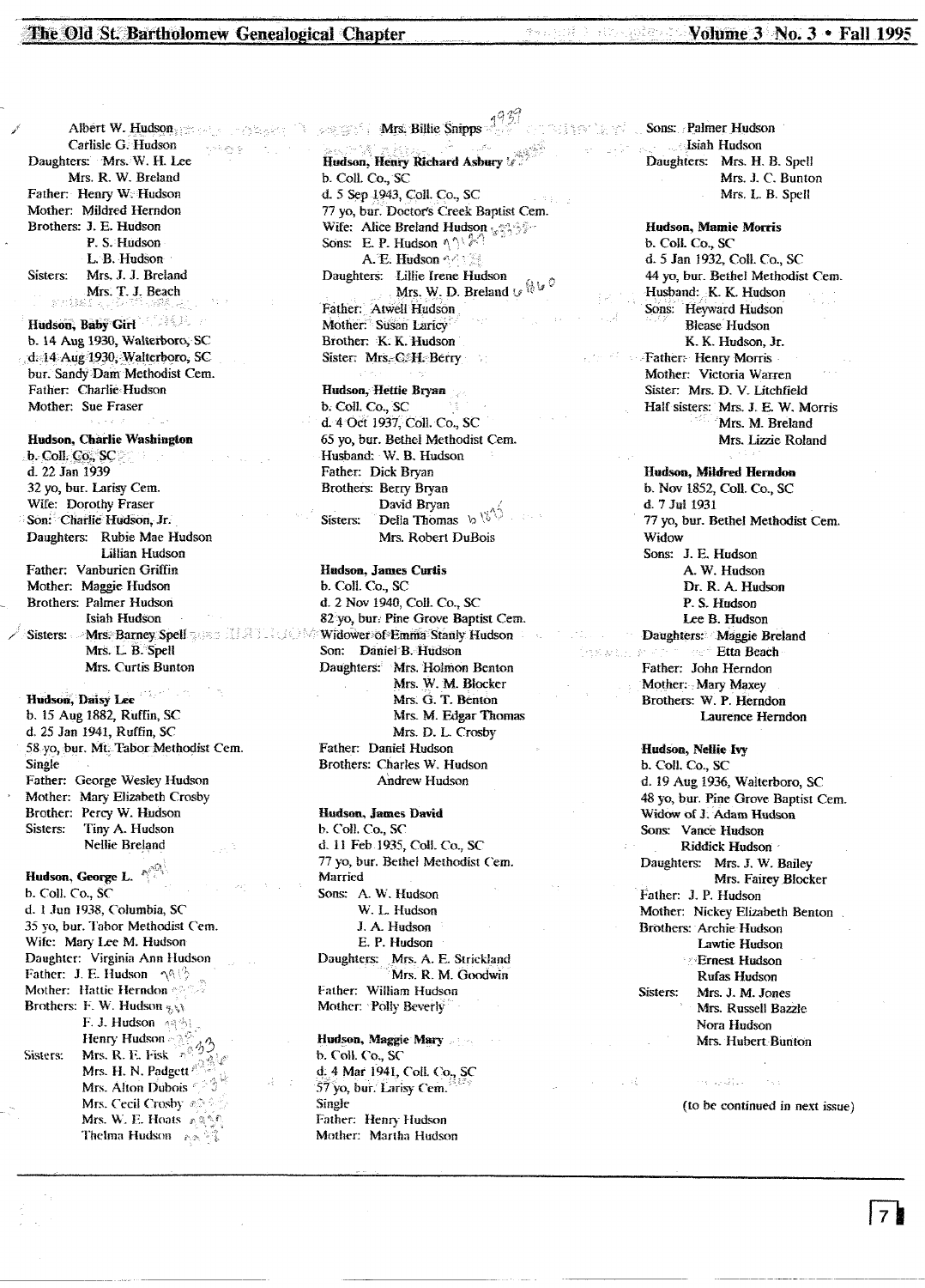Albert W. Hudson
Carlisle G. Hudson
Daughters: Mrs. W. H. Lee
Mrs. R. W. Breland
Father: Henry W. Hudson
Mother: Mildred Herndon
Brothers: J. E. Hudson
P. S. Hudson
L. B. Hudson
Sisters: Mrs. J. J. Breland
Mrs. T. J. Beach

**Hudson, Baby Girl**
b. 14 Aug 1930, Walterboro, SC
d. 14 Aug 1930, Walterboro, SC
bur. Sandy Dam Methodist Cem.
Father: Charlie Hudson
Mother: Sue Fraser

**Hudson, Charlie Washington**
b. Coll. Co., SC
d. 22 Jan 1939
32 yo, bur. Larisy Cem.
Wife: Dorothy Fraser
Son: Charlie Hudson, Jr.
Daughters: Rubie Mae Hudson
Lillian Hudson
Father: Vanburien Griffin
Mother: Maggie Hudson
Brothers: Palmer Hudson
Isiah Hudson
Sisters: Mrs. Barney Spell
Mrs. L. B. Spell
Mrs. Curtis Bunton

**Hudson, Daisy Lee**
b. 15 Aug 1882, Ruffin, SC
d. 25 Jan 1941, Ruffin, SC
58 yo, bur. Mt. Tabor Methodist Cem.
Single
Father: George Wesley Hudson
Mother: Mary Elizabeth Crosby
Brother: Percy W. Hudson
Sisters: Tiny A. Hudson
Nellie Breland

**Hudson, George L.**
b. Coll. Co., SC
d. 1 Jun 1938, Columbia, SC
35 yo, bur. Tabor Methodist Cem.
Wife: Mary Lee M. Hudson
Daughter: Virginia Ann Hudson
Father: J. E. Hudson
Mother: Hattie Herndon
Brothers: F. W. Hudson
F. J. Hudson
Henry Hudson
Sisters: Mrs. R. E. Fisk
Mrs. H. N. Padgett
Mrs. Alton Dubois
Mrs. Cecil Crosby
Mrs. W. E. Hoats
Thelma Hudson

Mrs. Billie Snipps

**Hudson, Henry Richard Asbury**
b. Coll. Co., SC
d. 5 Sep 1943, Coll. Co., SC
77 yo, bur. Doctor's Creek Baptist Cem.
Wife: Alice Breland Hudson
Sons: E. P. Hudson
A. E. Hudson
Daughters: Lillie Irene Hudson
Mrs. W. D. Breland
Father: Atwell Hudson
Mother: Susan Laricy
Brother: K. K. Hudson
Sister: Mrs. C. H. Berry

**Hudson, Hettie Bryan**
b. Coll. Co., SC
d. 4 Oct 1937, Coll. Co., SC
65 yo, bur. Bethel Methodist Cem.
Husband: W. B. Hudson
Father: Dick Bryan
Brothers: Berry Bryan
David Bryan
Sisters: Della Thomas
Mrs. Robert DuBois

**Hudson, James Curtis**
b. Coll. Co., SC
d. 2 Nov 1940, Coll. Co., SC
82 yo, bur. Pine Grove Baptist Cem.
Widower of Emma Stanly Hudson
Son: Daniel B. Hudson
Daughters: Mrs. Holmon Benton
Mrs. W. M. Blocker
Mrs. G. T. Benton
Mrs. M. Edgar Thomas
Mrs. D. L. Crosby
Father: Daniel Hudson
Brothers: Charles W. Hudson
Andrew Hudson

**Hudson, James David**
b. Coll. Co., SC
d. 11 Feb 1935, Coll. Co., SC
77 yo, bur. Bethel Methodist Cem.
Married
Sons: A. W. Hudson
W. L. Hudson
J. A. Hudson
E. P. Hudson
Daughters: Mrs. A. E. Strickland
Mrs. R. M. Goodwin
Father: William Hudson
Mother: Polly Beverly

**Hudson, Maggie Mary**
b. Coll. Co., SC
d. 4 Mar 1941, Coll. Co., SC
57 yo, bur. Larisy Cem.
Single
Father: Henry Hudson
Mother: Martha Hudson

Sons: Palmer Hudson
Isiah Hudson
Daughters: Mrs. H. B. Spell
Mrs. J. C. Bunton
Mrs. L. B. Spell

**Hudson, Mamie Morris**
b. Coll. Co., SC
d. 5 Jan 1932, Coll. Co., SC
44 yo, bur. Bethel Methodist Cem.
Husband: K. K. Hudson
Sons: Heyward Hudson
Blease Hudson
K. K. Hudson, Jr.
Father: Henry Morris
Mother: Victoria Warren
Sister: Mrs. D. V. Litchfield
Half sisters: Mrs. J. E. W. Morris
Mrs. M. Breland
Mrs. Lizzie Roland

**Hudson, Mildred Herndon**
b. Nov 1852, Coll. Co., SC
d. 7 Jul 1931
77 yo, bur. Bethel Methodist Cem.
Widow
Sons: J. E. Hudson
A. W. Hudson
Dr. R. A. Hudson
P. S. Hudson
Lee B. Hudson
Daughters: Maggie Breland
Etta Beach
Father: John Herndon
Mother: Mary Maxey
Brothers: W. P. Herndon
Laurence Herndon

**Hudson, Nellie Ivy**
b. Coll. Co., SC
d. 19 Aug 1936, Walterboro, SC
48 yo, bur. Pine Grove Baptist Cem.
Widow of J. Adam Hudson
Sons: Vance Hudson
Riddick Hudson
Daughters: Mrs. J. W. Bailey
Mrs. Fairey Blocker
Father: J. P. Hudson
Mother: Nickey Elizabeth Benton
Brothers: Archie Hudson
Lawtie Hudson
Ernest Hudson
Rufas Hudson
Sisters: Mrs. J. M. Jones
Mrs. Russell Bazzle
Nora Hudson
Mrs. Hubert Bunton

(to be continued in next issue)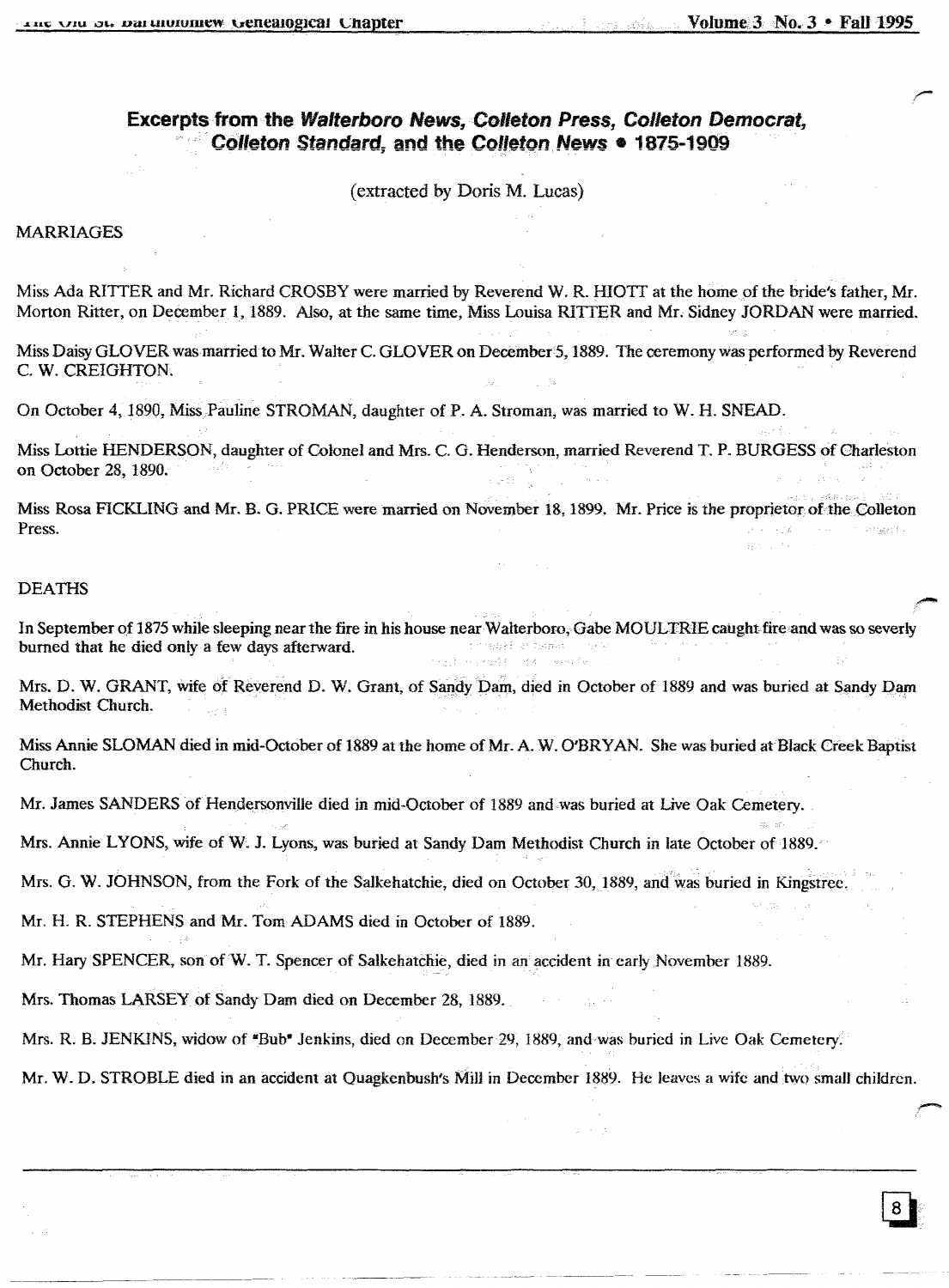## Excerpts from the *Walterboro News*, *Colleton Press*, *Colleton Democrat*, *Colleton Standard*, and the *Colleton News* • 1875-1909

(extracted by Doris M. Lucas)

### MARRIAGES

Miss Ada RITTER and Mr. Richard CROSBY were married by Reverend W. R. HIOTT at the home of the bride's father, Mr. Morton Ritter, on December 1, 1889. Also, at the same time, Miss Louisa RITTER and Mr. Sidney JORDAN were married.

Miss Daisy GLOVER was married to Mr. Walter C. GLOVER on December 5, 1889. The ceremony was performed by Reverend C. W. CREIGHTON.

On October 4, 1890, Miss Pauline STROMAN, daughter of P. A. Stroman, was married to W. H. SNEAD.

Miss Lottie HENDERSON, daughter of Colonel and Mrs. C. G. Henderson, married Reverend T. P. BURGESS of Charleston on October 28, 1890.

Miss Rosa FICKLING and Mr. B. G. PRICE were married on November 18, 1899. Mr. Price is the proprietor of the Colleton Press.

### DEATHS

In September of 1875 while sleeping near the fire in his house near Walterboro, Gabe MOULTRIE caught fire and was so severely burned that he died only a few days afterward.

Mrs. D. W. GRANT, wife of Reverend D. W. Grant, of Sandy Dam, died in October of 1889 and was buried at Sandy Dam Methodist Church.

Miss Annie SLOMAN died in mid-October of 1889 at the home of Mr. A. W. O'BRYAN. She was buried at Black Creek Baptist Church.

Mr. James SANDERS of Hendersonville died in mid-October of 1889 and was buried at Live Oak Cemetery.

Mrs. Annie LYONS, wife of W. J. Lyons, was buried at Sandy Dam Methodist Church in late October of 1889.

Mrs. G. W. JOHNSON, from the Fork of the Salkehatchie, died on October 30, 1889, and was buried in Kingstree.

Mr. H. R. STEPHENS and Mr. Tom ADAMS died in October of 1889.

Mr. Hary SPENCER, son of W. T. Spencer of Salkehatchie, died in an accident in early November 1889.

Mrs. Thomas LARSEY of Sandy Dam died on December 28, 1889.

Mrs. R. B. JENKINS, widow of "Bub" Jenkins, died on December 29, 1889, and was buried in Live Oak Cemetery.

Mr. W. D. STROBLE died in an accident at Quagkenbush's Mill in December 1889. He leaves a wife and two small children.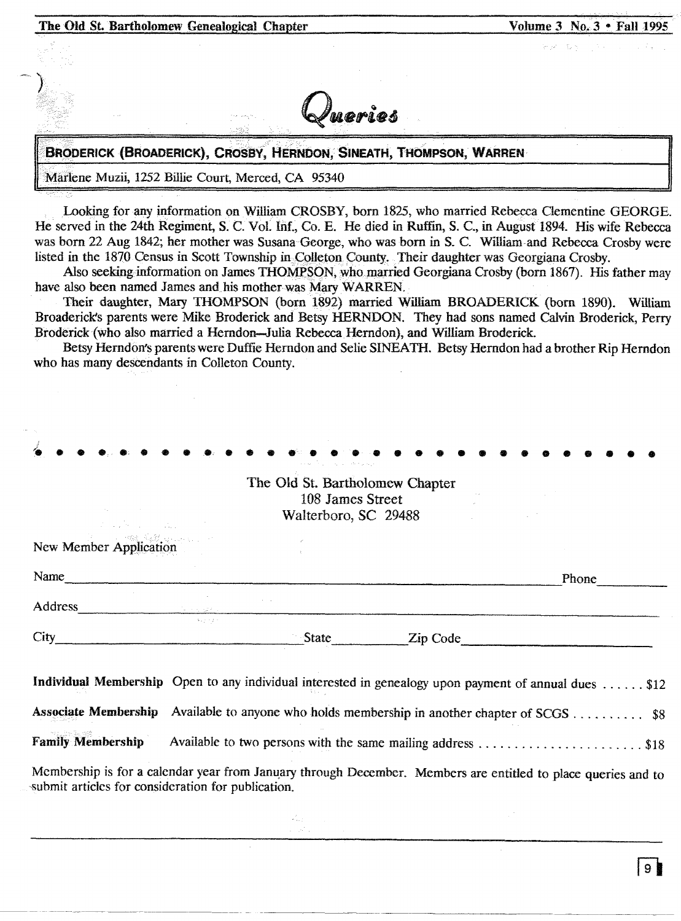# Queries

**BRODERICK (BROADERICK), CROSBY, HERNDON, SINEATH, THOMPSON, WARREN**

Marlene Muzii, 1252 Billie Court, Merced, CA 95340

Looking for any information on William CROSBY, born 1825, who married Rebecca Clementine GEORGE. He served in the 24th Regiment, S. C. Vol. Inf., Co. E. He died in Ruffin, S. C., in August 1894. His wife Rebecca was born 22 Aug 1842; her mother was Susana George, who was born in S. C. William and Rebecca Crosby were listed in the 1870 Census in Scott Township in Colleton County. Their daughter was Georgiana Crosby.

Also seeking information on James THOMPSON, who married Georgiana Crosby (born 1867). His father may have also been named James and his mother was Mary WARREN.

Their daughter, Mary THOMPSON (born 1892) married William BROADERICK (born 1890). William Broaderick's parents were Mike Broderick and Betsy HERNDON. They had sons named Calvin Broderick, Perry Broderick (who also married a Herndon—Julia Rebecca Herndon), and William Broderick.

Betsy Herndon's parents were Duffie Herndon and Selie SINEATH. Betsy Herndon had a brother Rip Herndon who has many descendants in Colleton County.

---

The Old St. Bartholomew Chapter
108 James Street
Walterboro, SC 29488

New Member Application

Name_______________________________________________ Phone__________

Address_______________________________________________

City_________________________ State__________ Zip Code__________________

**Individual Membership** Open to any individual interested in genealogy upon payment of annual dues . . . . . . $12

**Associate Membership** Available to anyone who holds membership in another chapter of SCGS . . . . . . . . . . $8

**Family Membership** Available to two persons with the same mailing address . . . . . . . . . . . . . . . . . . . . . . . $18

Membership is for a calendar year from January through December. Members are entitled to place queries and to submit articles for consideration for publication.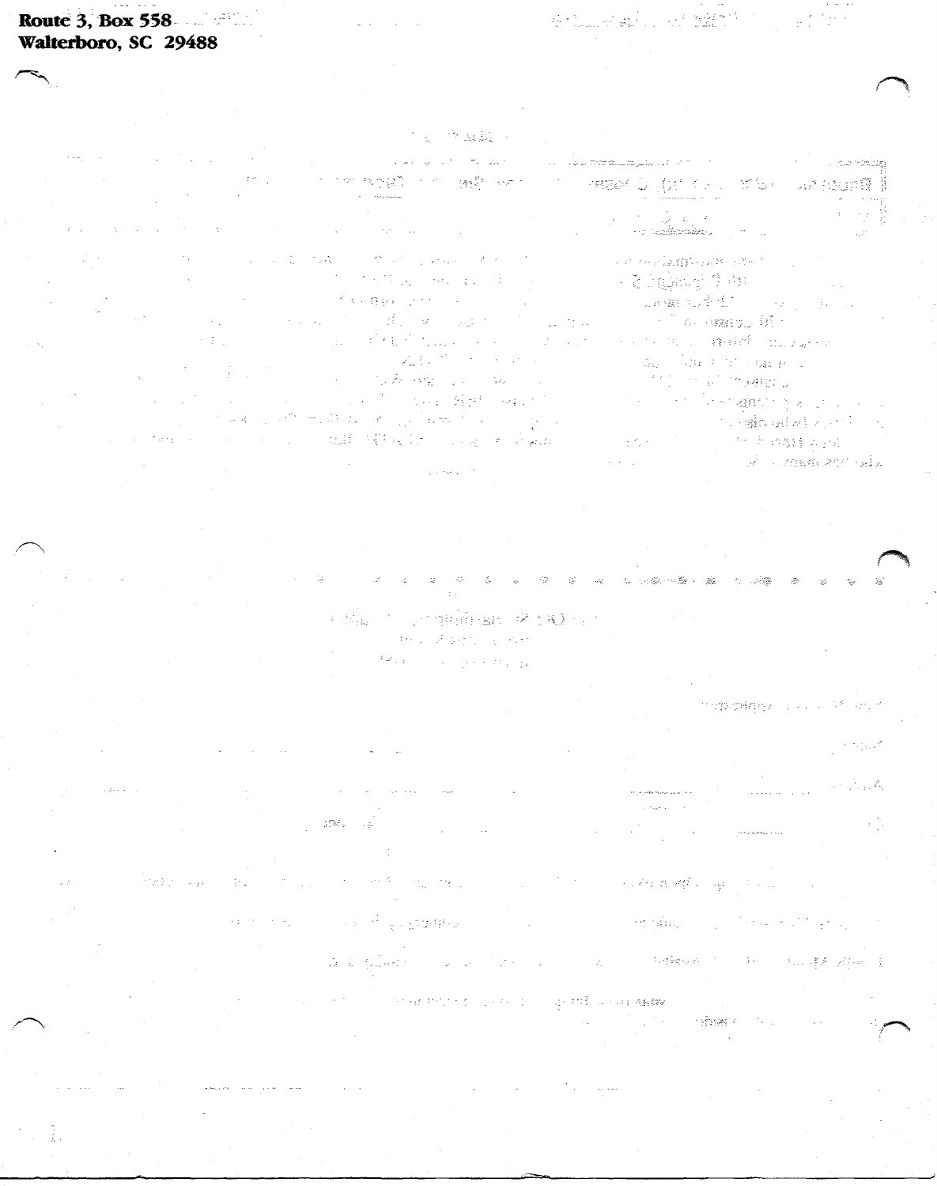**Route 3, Box 558**
**Walterboro, SC 29488**